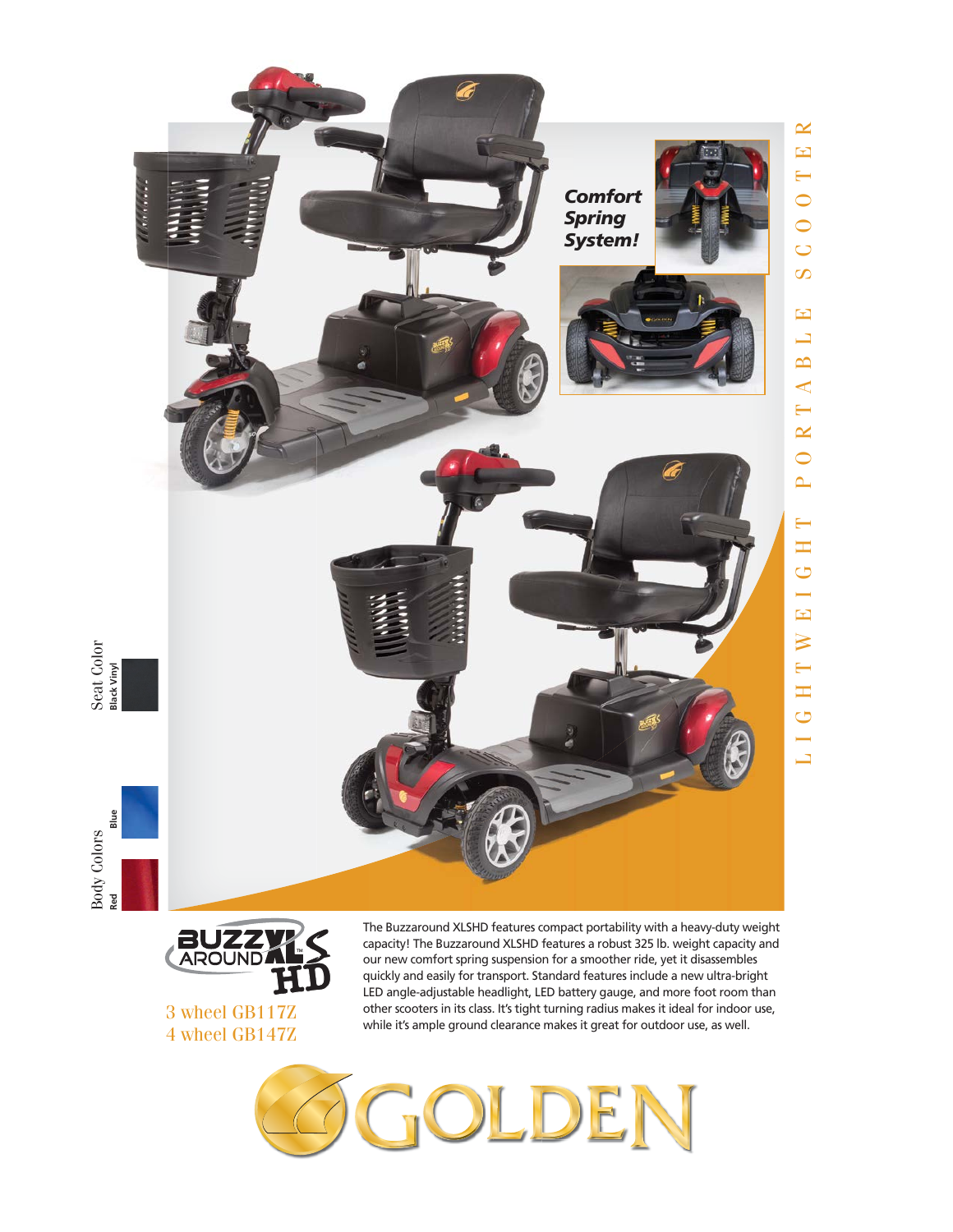LIGHTWEIGHT PORTABLE SCOOTER

***Comfort Spring System!***

Seat Color

Black Vinyl

Body Colors

Blue

Red

# BUZZAROUND XLS HD

3 wheel GB117Z
4 wheel GB147Z

The Buzzaround XLSHD features compact portability with a heavy-duty weight capacity! The Buzzaround XLSHD features a robust 325 lb. weight capacity and our new comfort spring suspension for a smoother ride, yet it disassembles quickly and easily for transport. Standard features include a new ultra-bright LED angle-adjustable headlight, LED battery gauge, and more foot room than other scooters in its class. It's tight turning radius makes it ideal for indoor use, while it's ample ground clearance makes it great for outdoor use, as well.

GOLDEN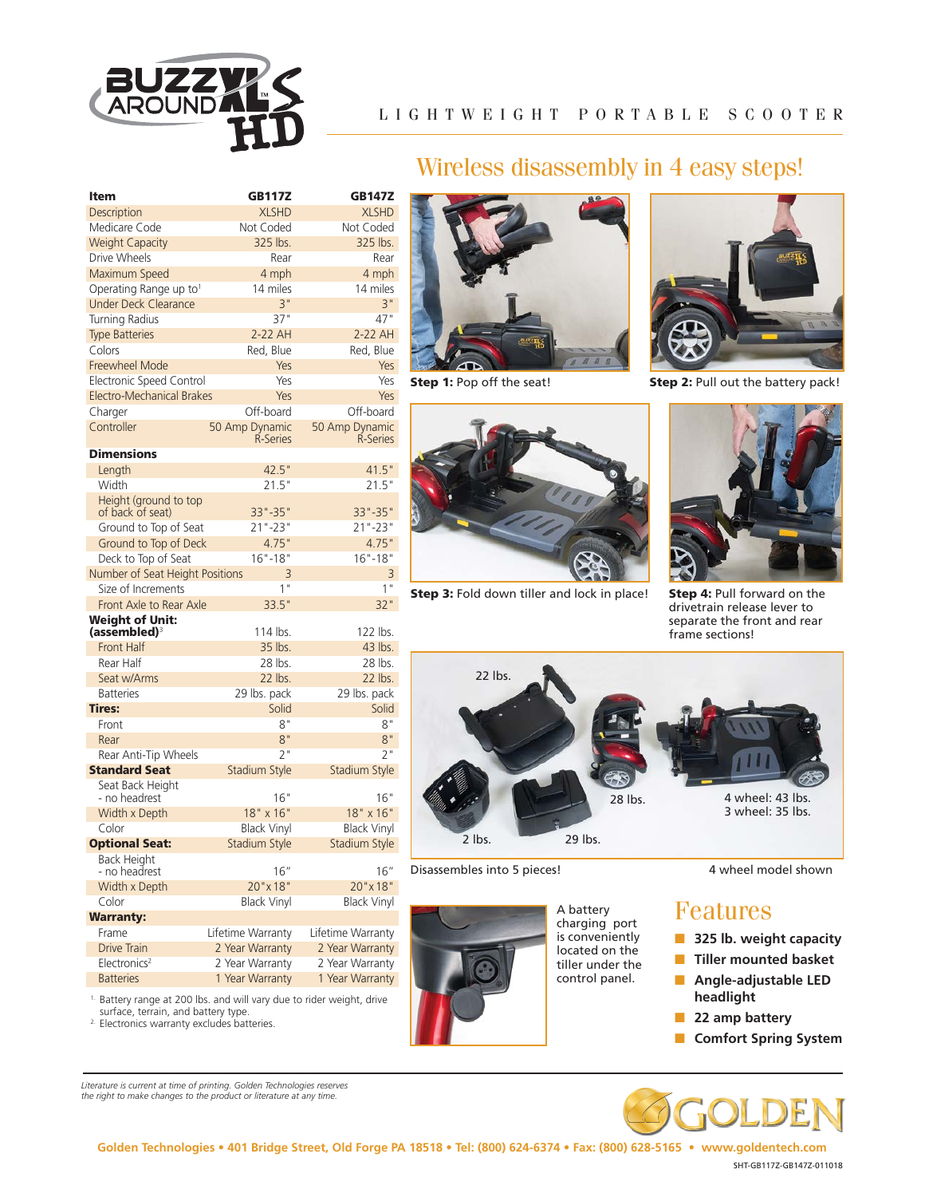# BUZZAROUND XLS HD

LIGHTWEIGHT PORTABLE SCOOTER

| Item | GB117Z | GB147Z |
|---|---|---|
| Description | XLSHD | XLSHD |
| Medicare Code | Not Coded | Not Coded |
| Weight Capacity | 325 lbs. | 325 lbs. |
| Drive Wheels | Rear | Rear |
| Maximum Speed | 4 mph | 4 mph |
| Operating Range up to[1] | 14 miles | 14 miles |
| Under Deck Clearance | 3" | 3" |
| Turning Radius | 37" | 47" |
| Type Batteries | 2-22 AH | 2-22 AH |
| Colors | Red, Blue | Red, Blue |
| Freewheel Mode | Yes | Yes |
| Electronic Speed Control | Yes | Yes |
| Electro-Mechanical Brakes | Yes | Yes |
| Charger | Off-board | Off-board |
| Controller | 50 Amp Dynamic R-Series | 50 Amp Dynamic R-Series |
| **Dimensions** | | |
| Length | 42.5" | 41.5" |
| Width | 21.5" | 21.5" |
| Height (ground to top of back of seat) | 33"-35" | 33"-35" |
| Ground to Top of Seat | 21"-23" | 21"-23" |
| Ground to Top of Deck | 4.75" | 4.75" |
| Deck to Top of Seat | 16"-18" | 16"-18" |
| Number of Seat Height Positions | 3 | 3 |
| Size of Increments | 1" | 1" |
| Front Axle to Rear Axle | 33.5" | 32" |
| **Weight of Unit: (assembled)**[3] | 114 lbs. | 122 lbs. |
| Front Half | 35 lbs. | 43 lbs. |
| Rear Half | 28 lbs. | 28 lbs. |
| Seat w/Arms | 22 lbs. | 22 lbs. |
| Batteries | 29 lbs. pack | 29 lbs. pack |
| **Tires:** | Solid | Solid |
| Front | 8" | 8" |
| Rear | 8" | 8" |
| Rear Anti-Tip Wheels | 2" | 2" |
| **Standard Seat** | Stadium Style | Stadium Style |
| Seat Back Height - no headrest | 16" | 16" |
| Width x Depth | 18" x 16" | 18" x 16" |
| Color | Black Vinyl | Black Vinyl |
| **Optional Seat:** | Stadium Style | Stadium Style |
| Back Height - no headrest | 16" | 16" |
| Width x Depth | 20"x 18" | 20"x 18" |
| Color | Black Vinyl | Black Vinyl |
| **Warranty:** | | |
| Frame | Lifetime Warranty | Lifetime Warranty |
| Drive Train | 2 Year Warranty | 2 Year Warranty |
| Electronics[2] | 2 Year Warranty | 2 Year Warranty |
| Batteries | 1 Year Warranty | 1 Year Warranty |

1. Battery range at 200 lbs. and will vary due to rider weight, drive surface, terrain, and battery type.
2. Electronics warranty excludes batteries.

## Wireless disassembly in 4 easy steps!

**Step 1:** Pop off the seat!

**Step 2:** Pull out the battery pack!

**Step 3:** Fold down tiller and lock in place!

**Step 4:** Pull forward on the drivetrain release lever to separate the front and rear frame sections!

22 lbs.

28 lbs.

2 lbs.

29 lbs.

4 wheel: 43 lbs.
3 wheel: 35 lbs.

Disassembles into 5 pieces!

4 wheel model shown

A battery charging port is conveniently located on the tiller under the control panel.

## Features

- **325 lb. weight capacity**
- **Tiller mounted basket**
- **Angle-adjustable LED headlight**
- **22 amp battery**
- **Comfort Spring System**

*Literature is current at time of printing. Golden Technologies reserves the right to make changes to the product or literature at any time.*

GOLDEN

**Golden Technologies • 401 Bridge Street, Old Forge PA 18518 • Tel: (800) 624-6374 • Fax: (800) 628-5165 • www.goldentech.com**

SHT-GB117Z-GB147Z-011018